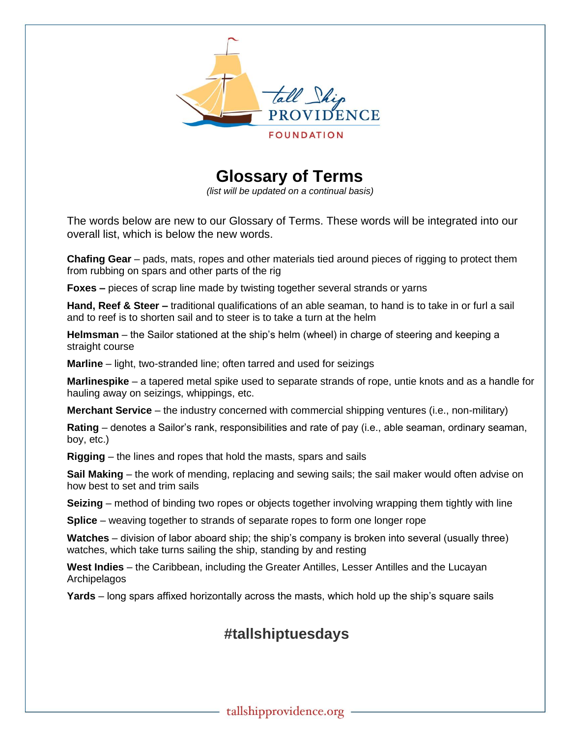Tall Ship PROVIDENCE FOUNDATION

# Glossary of Terms

*(list will be updated on a continual basis)*

The words below are new to our Glossary of Terms. These words will be integrated into our overall list, which is below the new words.

**Chafing Gear** – pads, mats, ropes and other materials tied around pieces of rigging to protect them from rubbing on spars and other parts of the rig

**Foxes –** pieces of scrap line made by twisting together several strands or yarns

**Hand, Reef & Steer –** traditional qualifications of an able seaman, to hand is to take in or furl a sail and to reef is to shorten sail and to steer is to take a turn at the helm

**Helmsman** – the Sailor stationed at the ship's helm (wheel) in charge of steering and keeping a straight course

**Marline** – light, two-stranded line; often tarred and used for seizings

**Marlinespike** – a tapered metal spike used to separate strands of rope, untie knots and as a handle for hauling away on seizings, whippings, etc.

**Merchant Service** – the industry concerned with commercial shipping ventures (i.e., non-military)

**Rating** – denotes a Sailor's rank, responsibilities and rate of pay (i.e., able seaman, ordinary seaman, boy, etc.)

**Rigging** – the lines and ropes that hold the masts, spars and sails

**Sail Making** – the work of mending, replacing and sewing sails; the sail maker would often advise on how best to set and trim sails

**Seizing** – method of binding two ropes or objects together involving wrapping them tightly with line

**Splice** – weaving together to strands of separate ropes to form one longer rope

**Watches** – division of labor aboard ship; the ship's company is broken into several (usually three) watches, which take turns sailing the ship, standing by and resting

**West Indies** – the Caribbean, including the Greater Antilles, Lesser Antilles and the Lucayan Archipelagos

**Yards** – long spars affixed horizontally across the masts, which hold up the ship's square sails

## #tallshiptuesdays

tallshipprovidence.org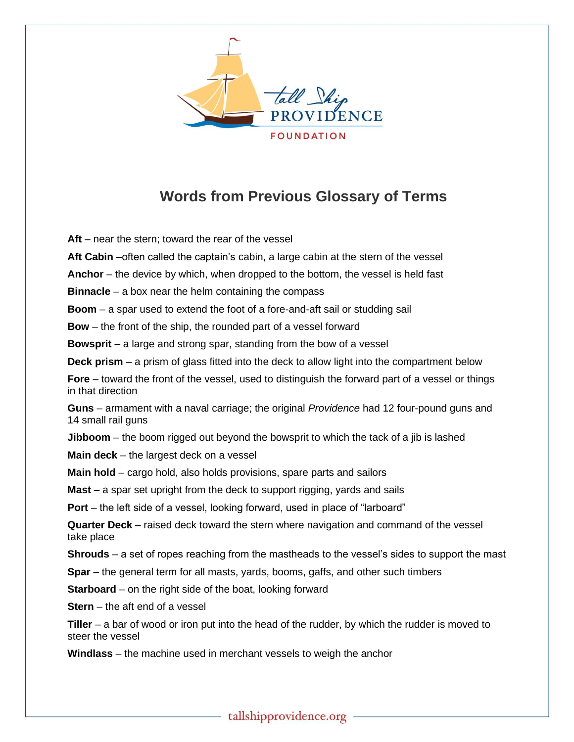# Words from Previous Glossary of Terms

**Aft** – near the stern; toward the rear of the vessel

**Aft Cabin** –often called the captain's cabin, a large cabin at the stern of the vessel

**Anchor** – the device by which, when dropped to the bottom, the vessel is held fast

**Binnacle** – a box near the helm containing the compass

**Boom** – a spar used to extend the foot of a fore-and-aft sail or studding sail

**Bow** – the front of the ship, the rounded part of a vessel forward

**Bowsprit** – a large and strong spar, standing from the bow of a vessel

**Deck prism** – a prism of glass fitted into the deck to allow light into the compartment below

**Fore** – toward the front of the vessel, used to distinguish the forward part of a vessel or things in that direction

**Guns** – armament with a naval carriage; the original *Providence* had 12 four-pound guns and 14 small rail guns

**Jibboom** – the boom rigged out beyond the bowsprit to which the tack of a jib is lashed

**Main deck** – the largest deck on a vessel

**Main hold** – cargo hold, also holds provisions, spare parts and sailors

**Mast** – a spar set upright from the deck to support rigging, yards and sails

**Port** – the left side of a vessel, looking forward, used in place of "larboard"

**Quarter Deck** – raised deck toward the stern where navigation and command of the vessel take place

**Shrouds** – a set of ropes reaching from the mastheads to the vessel's sides to support the mast

**Spar** – the general term for all masts, yards, booms, gaffs, and other such timbers

**Starboard** – on the right side of the boat, looking forward

**Stern** – the aft end of a vessel

**Tiller** – a bar of wood or iron put into the head of the rudder, by which the rudder is moved to steer the vessel

**Windlass** – the machine used in merchant vessels to weigh the anchor